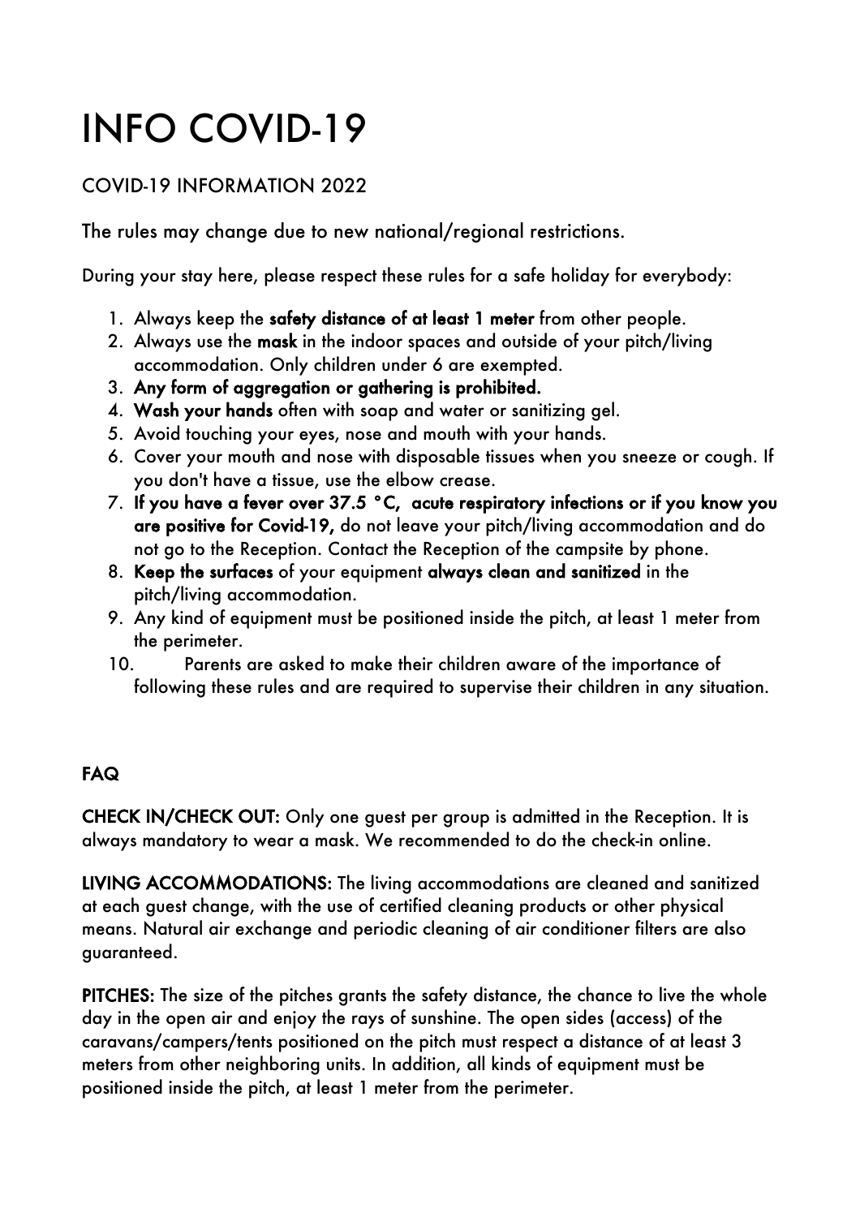# INFO COVID-19

## COVID-19 INFORMATION 2022

The rules may change due to new national/regional restrictions.

During your stay here, please respect these rules for a safe holiday for everybody:

1. Always keep the **safety distance of at least 1 meter** from other people.
2. Always use the **mask** in the indoor spaces and outside of your pitch/living accommodation. Only children under 6 are exempted.
3. **Any form of aggregation or gathering is prohibited.**
4. **Wash your hands** often with soap and water or sanitizing gel.
5. Avoid touching your eyes, nose and mouth with your hands.
6. Cover your mouth and nose with disposable tissues when you sneeze or cough. If you don't have a tissue, use the elbow crease.
7. **If you have a fever over 37.5 °C, acute respiratory infections or if you know you are positive for Covid-19,** do not leave your pitch/living accommodation and do not go to the Reception. Contact the Reception of the campsite by phone.
8. **Keep the surfaces** of your equipment **always clean and sanitized** in the pitch/living accommodation.
9. Any kind of equipment must be positioned inside the pitch, at least 1 meter from the perimeter.
10. Parents are asked to make their children aware of the importance of following these rules and are required to supervise their children in any situation.

**FAQ**

**CHECK IN/CHECK OUT:** Only one guest per group is admitted in the Reception. It is always mandatory to wear a mask. We recommended to do the check-in online.

**LIVING ACCOMMODATIONS:** The living accommodations are cleaned and sanitized at each guest change, with the use of certified cleaning products or other physical means. Natural air exchange and periodic cleaning of air conditioner filters are also guaranteed.

**PITCHES:** The size of the pitches grants the safety distance, the chance to live the whole day in the open air and enjoy the rays of sunshine. The open sides (access) of the caravans/campers/tents positioned on the pitch must respect a distance of at least 3 meters from other neighboring units. In addition, all kinds of equipment must be positioned inside the pitch, at least 1 meter from the perimeter.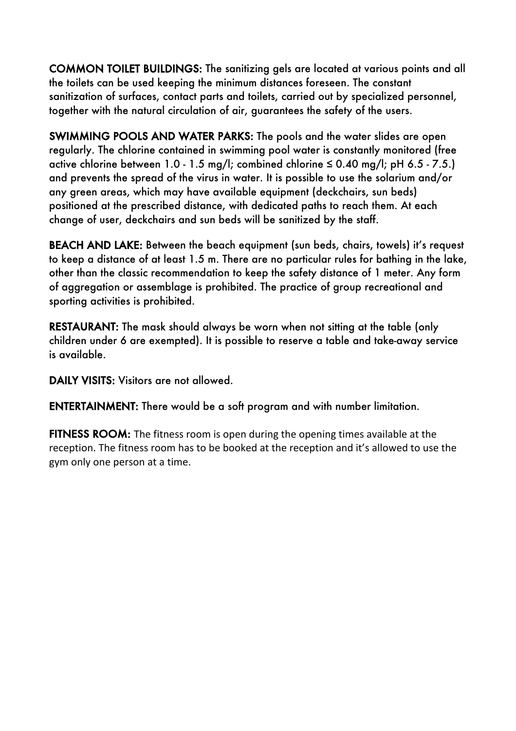**COMMON TOILET BUILDINGS:** The sanitizing gels are located at various points and all the toilets can be used keeping the minimum distances foreseen. The constant sanitization of surfaces, contact parts and toilets, carried out by specialized personnel, together with the natural circulation of air, guarantees the safety of the users.

**SWIMMING POOLS AND WATER PARKS:** The pools and the water slides are open regularly. The chlorine contained in swimming pool water is constantly monitored (free active chlorine between 1.0 - 1.5 mg/l; combined chlorine ≤ 0.40 mg/l; pH 6.5 - 7.5.) and prevents the spread of the virus in water. It is possible to use the solarium and/or any green areas, which may have available equipment (deckchairs, sun beds) positioned at the prescribed distance, with dedicated paths to reach them. At each change of user, deckchairs and sun beds will be sanitized by the staff.

**BEACH AND LAKE:** Between the beach equipment (sun beds, chairs, towels) it's request to keep a distance of at least 1.5 m. There are no particular rules for bathing in the lake, other than the classic recommendation to keep the safety distance of 1 meter. Any form of aggregation or assemblage is prohibited. The practice of group recreational and sporting activities is prohibited.

**RESTAURANT:** The mask should always be worn when not sitting at the table (only children under 6 are exempted). It is possible to reserve a table and take-away service is available.

**DAILY VISITS:** Visitors are not allowed.

**ENTERTAINMENT:** There would be a soft program and with number limitation.

**FITNESS ROOM:** The fitness room is open during the opening times available at the reception. The fitness room has to be booked at the reception and it's allowed to use the gym only one person at a time.